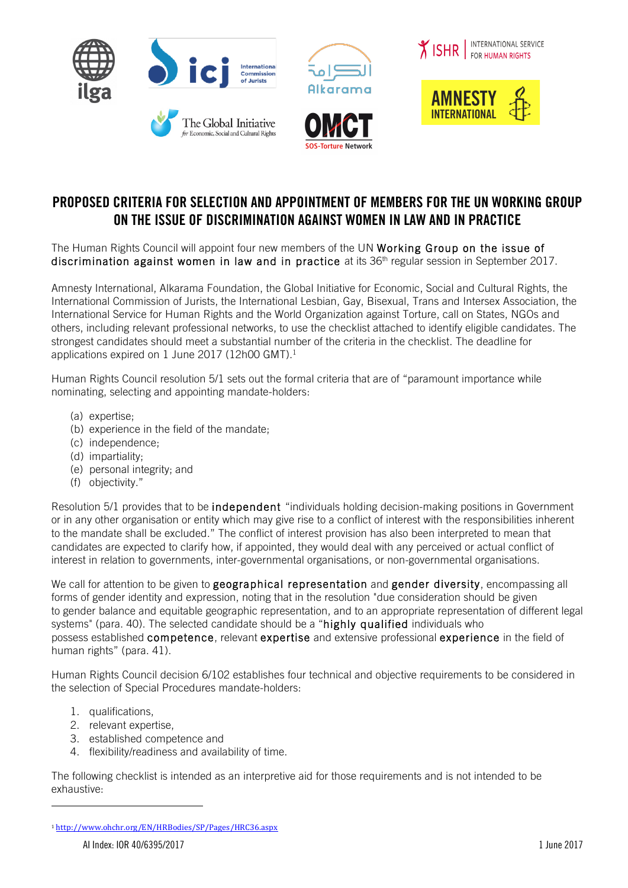# PROPOSED CRITERIA FOR SELECTION AND APPOINTMENT OF MEMBERS FOR THE UN WORKING GROUP ON THE ISSUE OF DISCRIMINATION AGAINST WOMEN IN LAW AND IN PRACTICE

The Human Rights Council will appoint four new members of the UN **Working Group on the issue of discrimination against women in law and in practice** at its 36th regular session in September 2017.

Amnesty International, Alkarama Foundation, the Global Initiative for Economic, Social and Cultural Rights, the International Commission of Jurists, the International Lesbian, Gay, Bisexual, Trans and Intersex Association, the International Service for Human Rights and the World Organization against Torture, call on States, NGOs and others, including relevant professional networks, to use the checklist attached to identify eligible candidates. The strongest candidates should meet a substantial number of the criteria in the checklist. The deadline for applications expired on 1 June 2017 (12h00 GMT).[1]

Human Rights Council resolution 5/1 sets out the formal criteria that are of "paramount importance while nominating, selecting and appointing mandate-holders:

(a) expertise;
(b) experience in the field of the mandate;
(c) independence;
(d) impartiality;
(e) personal integrity; and
(f) objectivity."

Resolution 5/1 provides that to be **independent** "individuals holding decision-making positions in Government or in any other organisation or entity which may give rise to a conflict of interest with the responsibilities inherent to the mandate shall be excluded." The conflict of interest provision has also been interpreted to mean that candidates are expected to clarify how, if appointed, they would deal with any perceived or actual conflict of interest in relation to governments, inter-governmental organisations, or non-governmental organisations.

We call for attention to be given to **geographical representation** and **gender diversity**, encompassing all forms of gender identity and expression, noting that in the resolution "due consideration should be given to gender balance and equitable geographic representation, and to an appropriate representation of different legal systems" (para. 40). The selected candidate should be a "**highly qualified** individuals who possess established **competence**, relevant **expertise** and extensive professional **experience** in the field of human rights" (para. 41).

Human Rights Council decision 6/102 establishes four technical and objective requirements to be considered in the selection of Special Procedures mandate-holders:

1. qualifications,
2. relevant expertise,
3. established competence and
4. flexibility/readiness and availability of time.

The following checklist is intended as an interpretive aid for those requirements and is not intended to be exhaustive:

---

[1] http://www.ohchr.org/EN/HRBodies/SP/Pages/HRC36.aspx

AI Index: IOR 40/6395/2017 — 1 June 2017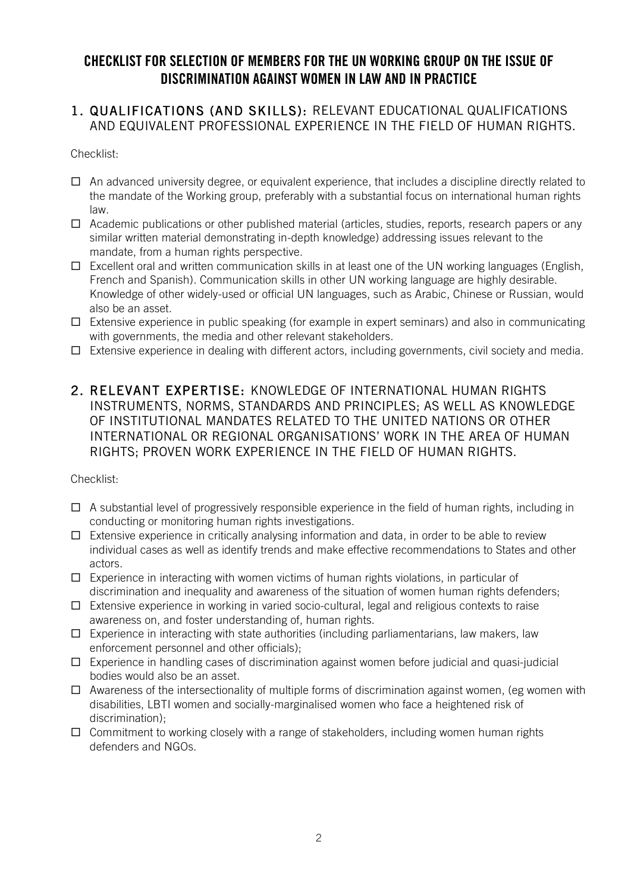# CHECKLIST FOR SELECTION OF MEMBERS FOR THE UN WORKING GROUP ON THE ISSUE OF DISCRIMINATION AGAINST WOMEN IN LAW AND IN PRACTICE

## 1. QUALIFICATIONS (AND SKILLS): RELEVANT EDUCATIONAL QUALIFICATIONS AND EQUIVALENT PROFESSIONAL EXPERIENCE IN THE FIELD OF HUMAN RIGHTS.

Checklist:

- ☐ An advanced university degree, or equivalent experience, that includes a discipline directly related to the mandate of the Working group, preferably with a substantial focus on international human rights law.
- ☐ Academic publications or other published material (articles, studies, reports, research papers or any similar written material demonstrating in-depth knowledge) addressing issues relevant to the mandate, from a human rights perspective.
- ☐ Excellent oral and written communication skills in at least one of the UN working languages (English, French and Spanish). Communication skills in other UN working language are highly desirable. Knowledge of other widely-used or official UN languages, such as Arabic, Chinese or Russian, would also be an asset.
- ☐ Extensive experience in public speaking (for example in expert seminars) and also in communicating with governments, the media and other relevant stakeholders.
- ☐ Extensive experience in dealing with different actors, including governments, civil society and media.

## 2. RELEVANT EXPERTISE: KNOWLEDGE OF INTERNATIONAL HUMAN RIGHTS INSTRUMENTS, NORMS, STANDARDS AND PRINCIPLES; AS WELL AS KNOWLEDGE OF INSTITUTIONAL MANDATES RELATED TO THE UNITED NATIONS OR OTHER INTERNATIONAL OR REGIONAL ORGANISATIONS' WORK IN THE AREA OF HUMAN RIGHTS; PROVEN WORK EXPERIENCE IN THE FIELD OF HUMAN RIGHTS.

Checklist:

- ☐ A substantial level of progressively responsible experience in the field of human rights, including in conducting or monitoring human rights investigations.
- ☐ Extensive experience in critically analysing information and data, in order to be able to review individual cases as well as identify trends and make effective recommendations to States and other actors.
- ☐ Experience in interacting with women victims of human rights violations, in particular of discrimination and inequality and awareness of the situation of women human rights defenders;
- ☐ Extensive experience in working in varied socio-cultural, legal and religious contexts to raise awareness on, and foster understanding of, human rights.
- ☐ Experience in interacting with state authorities (including parliamentarians, law makers, law enforcement personnel and other officials);
- ☐ Experience in handling cases of discrimination against women before judicial and quasi-judicial bodies would also be an asset.
- ☐ Awareness of the intersectionality of multiple forms of discrimination against women, (eg women with disabilities, LBTI women and socially-marginalised women who face a heightened risk of discrimination);
- ☐ Commitment to working closely with a range of stakeholders, including women human rights defenders and NGOs.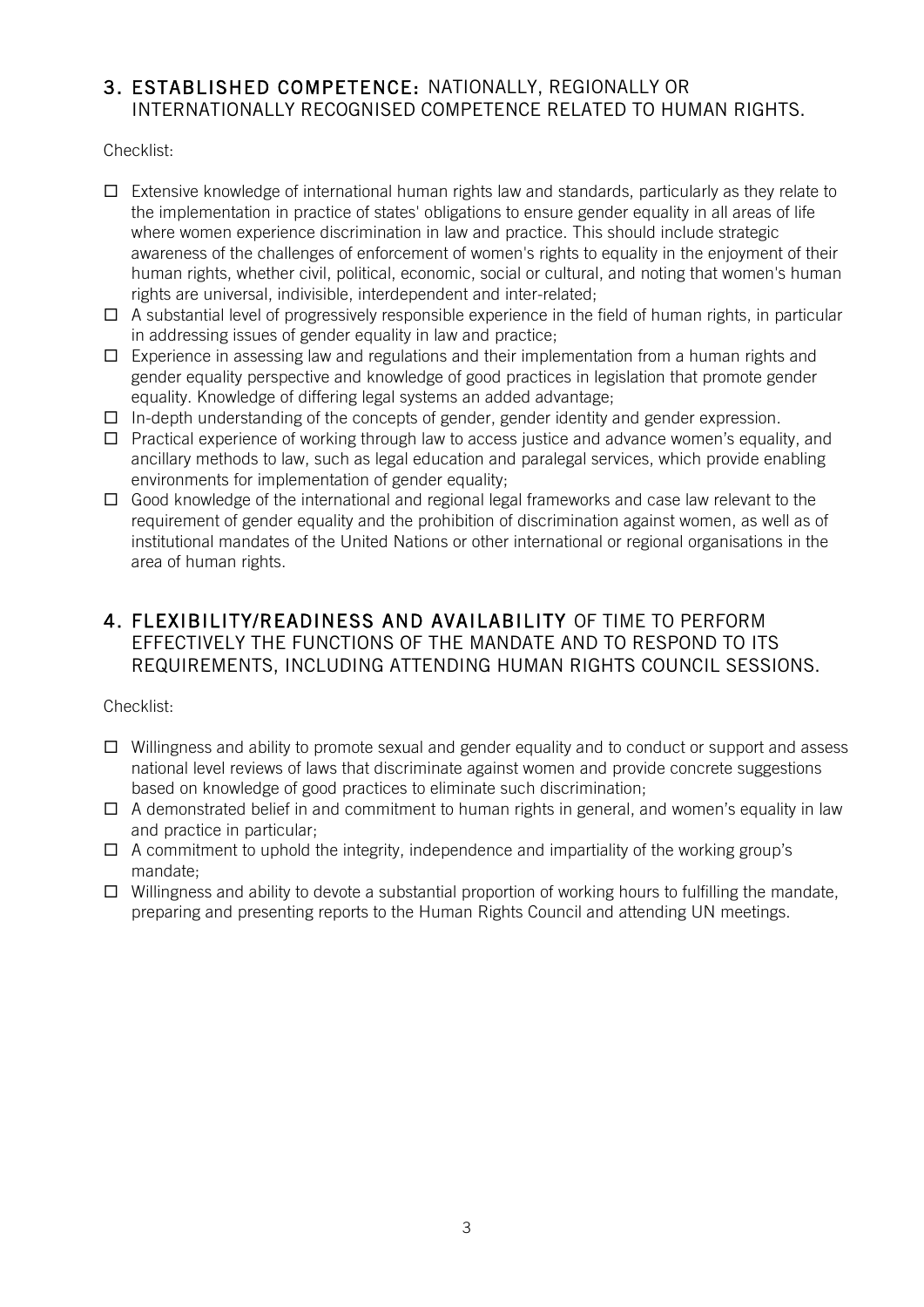## 3. ESTABLISHED COMPETENCE: NATIONALLY, REGIONALLY OR INTERNATIONALLY RECOGNISED COMPETENCE RELATED TO HUMAN RIGHTS.

Checklist:

- ☐ Extensive knowledge of international human rights law and standards, particularly as they relate to the implementation in practice of states' obligations to ensure gender equality in all areas of life where women experience discrimination in law and practice. This should include strategic awareness of the challenges of enforcement of women's rights to equality in the enjoyment of their human rights, whether civil, political, economic, social or cultural, and noting that women's human rights are universal, indivisible, interdependent and inter-related;
- ☐ A substantial level of progressively responsible experience in the field of human rights, in particular in addressing issues of gender equality in law and practice;
- ☐ Experience in assessing law and regulations and their implementation from a human rights and gender equality perspective and knowledge of good practices in legislation that promote gender equality. Knowledge of differing legal systems an added advantage;
- ☐ In-depth understanding of the concepts of gender, gender identity and gender expression.
- ☐ Practical experience of working through law to access justice and advance women's equality, and ancillary methods to law, such as legal education and paralegal services, which provide enabling environments for implementation of gender equality;
- ☐ Good knowledge of the international and regional legal frameworks and case law relevant to the requirement of gender equality and the prohibition of discrimination against women, as well as of institutional mandates of the United Nations or other international or regional organisations in the area of human rights.

## 4. FLEXIBILITY/READINESS AND AVAILABILITY OF TIME TO PERFORM EFFECTIVELY THE FUNCTIONS OF THE MANDATE AND TO RESPOND TO ITS REQUIREMENTS, INCLUDING ATTENDING HUMAN RIGHTS COUNCIL SESSIONS.

Checklist:

- ☐ Willingness and ability to promote sexual and gender equality and to conduct or support and assess national level reviews of laws that discriminate against women and provide concrete suggestions based on knowledge of good practices to eliminate such discrimination;
- ☐ A demonstrated belief in and commitment to human rights in general, and women's equality in law and practice in particular;
- ☐ A commitment to uphold the integrity, independence and impartiality of the working group's mandate;
- ☐ Willingness and ability to devote a substantial proportion of working hours to fulfilling the mandate, preparing and presenting reports to the Human Rights Council and attending UN meetings.